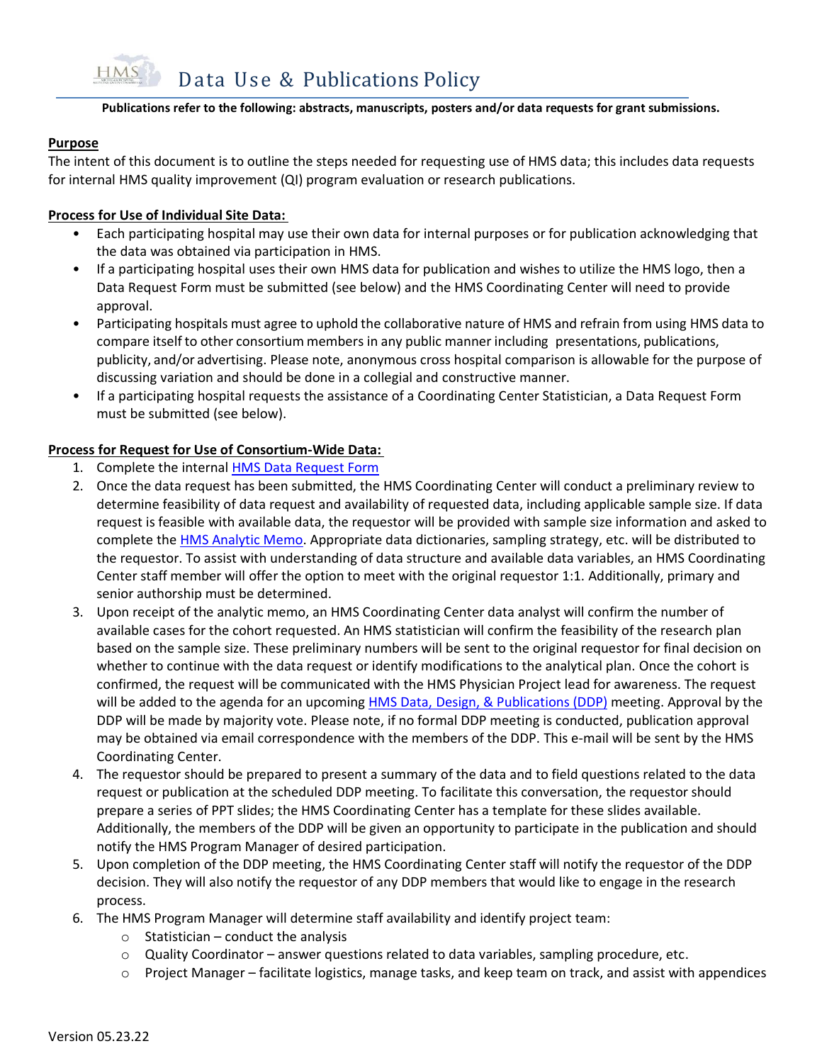# Data Use & Publications Policy

**Publications refer to the following: abstracts, manuscripts, posters and/or data requests for grant submissions.**

## Purpose

The intent of this document is to outline the steps needed for requesting use of HMS data; this includes data requests for internal HMS quality improvement (QI) program evaluation or research publications.

## Process for Use of Individual Site Data:

- Each participating hospital may use their own data for internal purposes or for publication acknowledging that the data was obtained via participation in HMS.
- If a participating hospital uses their own HMS data for publication and wishes to utilize the HMS logo, then a Data Request Form must be submitted (see below) and the HMS Coordinating Center will need to provide approval.
- Participating hospitals must agree to uphold the collaborative nature of HMS and refrain from using HMS data to compare itself to other consortium members in any public manner including presentations, publications, publicity, and/or advertising. Please note, anonymous cross hospital comparison is allowable for the purpose of discussing variation and should be done in a collegial and constructive manner.
- If a participating hospital requests the assistance of a Coordinating Center Statistician, a Data Request Form must be submitted (see below).

## Process for Request for Use of Consortium-Wide Data:

1. Complete the internal HMS Data Request Form
2. Once the data request has been submitted, the HMS Coordinating Center will conduct a preliminary review to determine feasibility of data request and availability of requested data, including applicable sample size. If data request is feasible with available data, the requestor will be provided with sample size information and asked to complete the HMS Analytic Memo. Appropriate data dictionaries, sampling strategy, etc. will be distributed to the requestor. To assist with understanding of data structure and available data variables, an HMS Coordinating Center staff member will offer the option to meet with the original requestor 1:1. Additionally, primary and senior authorship must be determined.
3. Upon receipt of the analytic memo, an HMS Coordinating Center data analyst will confirm the number of available cases for the cohort requested. An HMS statistician will confirm the feasibility of the research plan based on the sample size. These preliminary numbers will be sent to the original requestor for final decision on whether to continue with the data request or identify modifications to the analytical plan. Once the cohort is confirmed, the request will be communicated with the HMS Physician Project lead for awareness. The request will be added to the agenda for an upcoming HMS Data, Design, & Publications (DDP) meeting. Approval by the DDP will be made by majority vote. Please note, if no formal DDP meeting is conducted, publication approval may be obtained via email correspondence with the members of the DDP. This e-mail will be sent by the HMS Coordinating Center.
4. The requestor should be prepared to present a summary of the data and to field questions related to the data request or publication at the scheduled DDP meeting. To facilitate this conversation, the requestor should prepare a series of PPT slides; the HMS Coordinating Center has a template for these slides available. Additionally, the members of the DDP will be given an opportunity to participate in the publication and should notify the HMS Program Manager of desired participation.
5. Upon completion of the DDP meeting, the HMS Coordinating Center staff will notify the requestor of the DDP decision. They will also notify the requestor of any DDP members that would like to engage in the research process.
6. The HMS Program Manager will determine staff availability and identify project team:
   - Statistician – conduct the analysis
   - Quality Coordinator – answer questions related to data variables, sampling procedure, etc.
   - Project Manager – facilitate logistics, manage tasks, and keep team on track, and assist with appendices

Version 05.23.22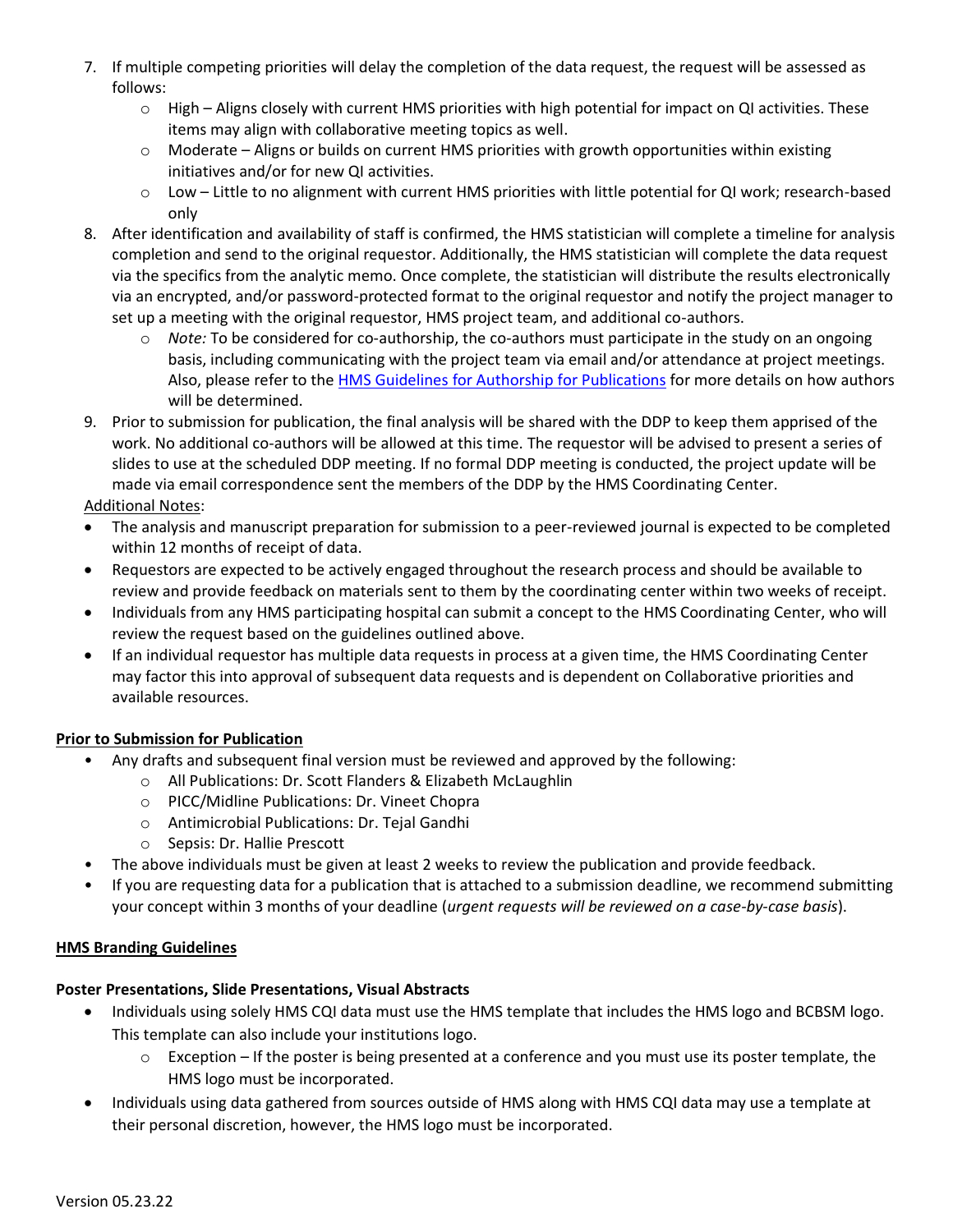7. If multiple competing priorities will delay the completion of the data request, the request will be assessed as follows:
   - High – Aligns closely with current HMS priorities with high potential for impact on QI activities. These items may align with collaborative meeting topics as well.
   - Moderate – Aligns or builds on current HMS priorities with growth opportunities within existing initiatives and/or for new QI activities.
   - Low – Little to no alignment with current HMS priorities with little potential for QI work; research-based only
8. After identification and availability of staff is confirmed, the HMS statistician will complete a timeline for analysis completion and send to the original requestor. Additionally, the HMS statistician will complete the data request via the specifics from the analytic memo. Once complete, the statistician will distribute the results electronically via an encrypted, and/or password-protected format to the original requestor and notify the project manager to set up a meeting with the original requestor, HMS project team, and additional co-authors.
   - *Note:* To be considered for co-authorship, the co-authors must participate in the study on an ongoing basis, including communicating with the project team via email and/or attendance at project meetings. Also, please refer to the HMS Guidelines for Authorship for Publications for more details on how authors will be determined.
9. Prior to submission for publication, the final analysis will be shared with the DDP to keep them apprised of the work. No additional co-authors will be allowed at this time. The requestor will be advised to present a series of slides to use at the scheduled DDP meeting. If no formal DDP meeting is conducted, the project update will be made via email correspondence sent the members of the DDP by the HMS Coordinating Center.

Additional Notes:

- The analysis and manuscript preparation for submission to a peer-reviewed journal is expected to be completed within 12 months of receipt of data.
- Requestors are expected to be actively engaged throughout the research process and should be available to review and provide feedback on materials sent to them by the coordinating center within two weeks of receipt.
- Individuals from any HMS participating hospital can submit a concept to the HMS Coordinating Center, who will review the request based on the guidelines outlined above.
- If an individual requestor has multiple data requests in process at a given time, the HMS Coordinating Center may factor this into approval of subsequent data requests and is dependent on Collaborative priorities and available resources.

**Prior to Submission for Publication**

- Any drafts and subsequent final version must be reviewed and approved by the following:
  - All Publications: Dr. Scott Flanders & Elizabeth McLaughlin
  - PICC/Midline Publications: Dr. Vineet Chopra
  - Antimicrobial Publications: Dr. Tejal Gandhi
  - Sepsis: Dr. Hallie Prescott
- The above individuals must be given at least 2 weeks to review the publication and provide feedback.
- If you are requesting data for a publication that is attached to a submission deadline, we recommend submitting your concept within 3 months of your deadline (*urgent requests will be reviewed on a case-by-case basis*).

**HMS Branding Guidelines**

**Poster Presentations, Slide Presentations, Visual Abstracts**

- Individuals using solely HMS CQI data must use the HMS template that includes the HMS logo and BCBSM logo. This template can also include your institutions logo.
  - Exception – If the poster is being presented at a conference and you must use its poster template, the HMS logo must be incorporated.
- Individuals using data gathered from sources outside of HMS along with HMS CQI data may use a template at their personal discretion, however, the HMS logo must be incorporated.

Version 05.23.22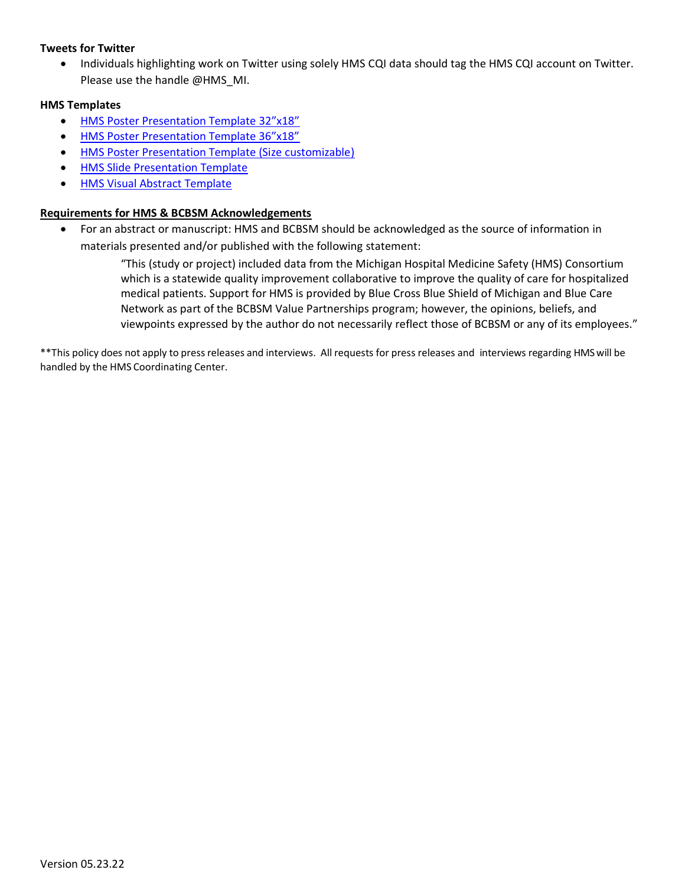**Tweets for Twitter**

- Individuals highlighting work on Twitter using solely HMS CQI data should tag the HMS CQI account on Twitter. Please use the handle @HMS_MI.

**HMS Templates**

- HMS Poster Presentation Template 32"x18"
- HMS Poster Presentation Template 36"x18"
- HMS Poster Presentation Template (Size customizable)
- HMS Slide Presentation Template
- HMS Visual Abstract Template

**Requirements for HMS & BCBSM Acknowledgements**

- For an abstract or manuscript: HMS and BCBSM should be acknowledged as the source of information in materials presented and/or published with the following statement:

  > "This (study or project) included data from the Michigan Hospital Medicine Safety (HMS) Consortium which is a statewide quality improvement collaborative to improve the quality of care for hospitalized medical patients. Support for HMS is provided by Blue Cross Blue Shield of Michigan and Blue Care Network as part of the BCBSM Value Partnerships program; however, the opinions, beliefs, and viewpoints expressed by the author do not necessarily reflect those of BCBSM or any of its employees."

**This policy does not apply to press releases and interviews. All requests for press releases and interviews regarding HMS will be handled by the HMS Coordinating Center.

Version 05.23.22